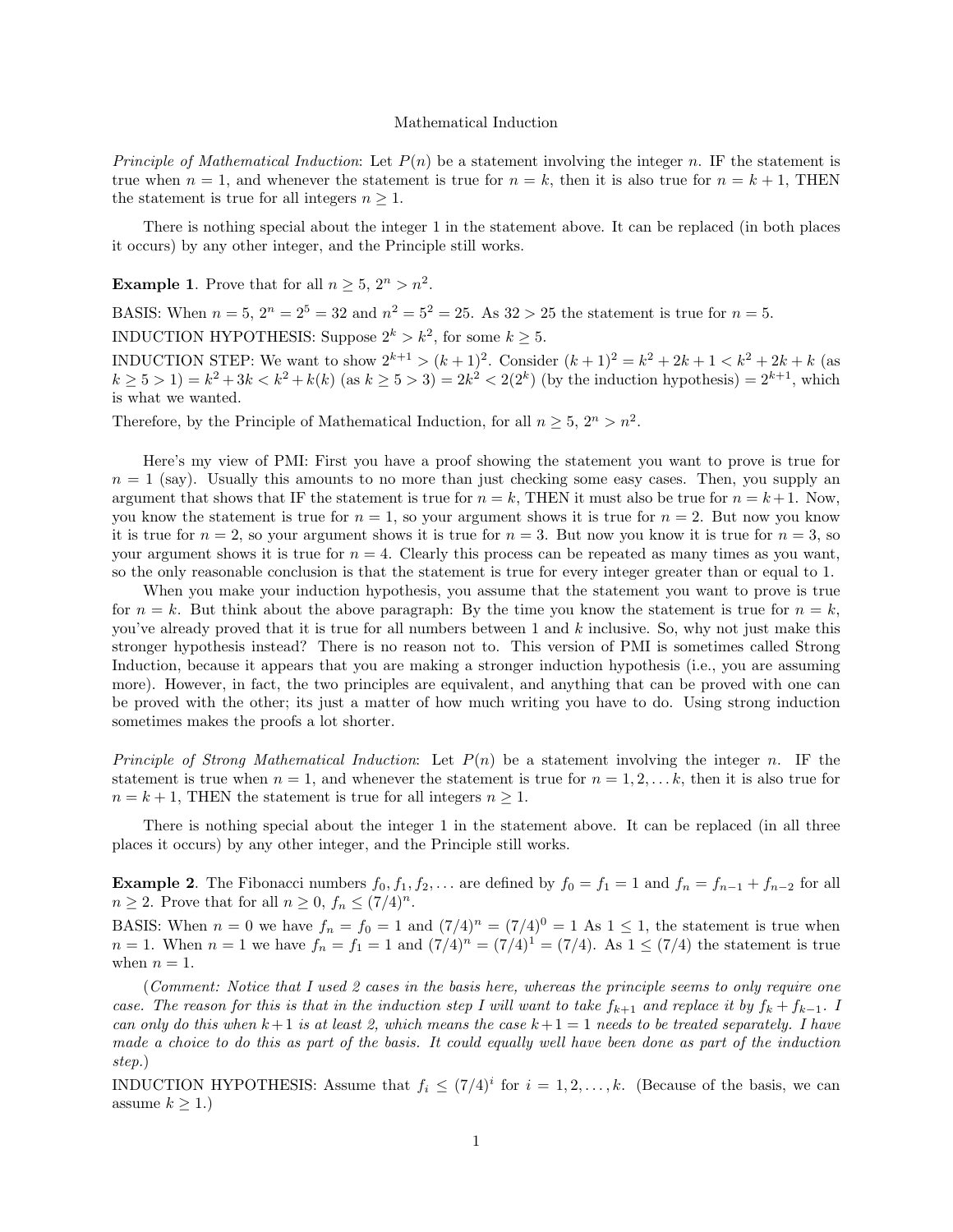# Mathematical Induction

*Principle of Mathematical Induction*: Let $P(n)$ be a statement involving the integer $n$. IF the statement is true when $n = 1$, and whenever the statement is true for $n = k$, then it is also true for $n = k + 1$, THEN the statement is true for all integers $n \geq 1$.

There is nothing special about the integer 1 in the statement above. It can be replaced (in both places it occurs) by any other integer, and the Principle still works.

**Example 1**. Prove that for all $n \geq 5$, $2^n > n^2$.

BASIS: When $n = 5$, $2^n = 2^5 = 32$ and $n^2 = 5^2 = 25$. As $32 > 25$ the statement is true for $n = 5$.

INDUCTION HYPOTHESIS: Suppose $2^k > k^2$, for some $k \geq 5$.

INDUCTION STEP: We want to show $2^{k+1} > (k + 1)^2$. Consider $(k + 1)^2 = k^2 + 2k + 1 < k^2 + 2k + k$ (as $k \geq 5 > 1$) $= k^2 + 3k < k^2 + k(k)$ (as $k \geq 5 > 3$) $= 2k^2 < 2(2^k)$ (by the induction hypothesis) $= 2^{k+1}$, which is what we wanted.

Therefore, by the Principle of Mathematical Induction, for all $n \geq 5$, $2^n > n^2$.

Here's my view of PMI: First you have a proof showing the statement you want to prove is true for $n = 1$ (say). Usually this amounts to no more than just checking some easy cases. Then, you supply an argument that shows that IF the statement is true for $n = k$, THEN it must also be true for $n = k+1$. Now, you know the statement is true for $n = 1$, so your argument shows it is true for $n = 2$. But now you know it is true for $n = 2$, so your argument shows it is true for $n = 3$. But now you know it is true for $n = 3$, so your argument shows it is true for $n = 4$. Clearly this process can be repeated as many times as you want, so the only reasonable conclusion is that the statement is true for every integer greater than or equal to 1.

When you make your induction hypothesis, you assume that the statement you want to prove is true for $n = k$. But think about the above paragraph: By the time you know the statement is true for $n = k$, you've already proved that it is true for all numbers between 1 and $k$ inclusive. So, why not just make this stronger hypothesis instead? There is no reason not to. This version of PMI is sometimes called Strong Induction, because it appears that you are making a stronger induction hypothesis (i.e., you are assuming more). However, in fact, the two principles are equivalent, and anything that can be proved with one can be proved with the other; its just a matter of how much writing you have to do. Using strong induction sometimes makes the proofs a lot shorter.

*Principle of Strong Mathematical Induction*: Let $P(n)$ be a statement involving the integer $n$. IF the statement is true when $n = 1$, and whenever the statement is true for $n = 1, 2, \ldots k$, then it is also true for $n = k + 1$, THEN the statement is true for all integers $n \geq 1$.

There is nothing special about the integer 1 in the statement above. It can be replaced (in all three places it occurs) by any other integer, and the Principle still works.

**Example 2**. The Fibonacci numbers $f_0, f_1, f_2, \ldots$ are defined by $f_0 = f_1 = 1$ and $f_n = f_{n-1} + f_{n-2}$ for all $n \geq 2$. Prove that for all $n \geq 0$, $f_n \leq (7/4)^n$.

BASIS: When $n = 0$ we have $f_n = f_0 = 1$ and $(7/4)^n = (7/4)^0 = 1$ As $1 \leq 1$, the statement is true when $n = 1$. When $n = 1$ we have $f_n = f_1 = 1$ and $(7/4)^n = (7/4)^1 = (7/4)$. As $1 \leq (7/4)$ the statement is true when $n = 1$.

(*Comment: Notice that I used 2 cases in the basis here, whereas the principle seems to only require one case. The reason for this is that in the induction step I will want to take $f_{k+1}$ and replace it by $f_k + f_{k-1}$. I can only do this when $k+1$ is at least 2, which means the case $k+1 = 1$ needs to be treated separately. I have made a choice to do this as part of the basis. It could equally well have been done as part of the induction step.*)

INDUCTION HYPOTHESIS: Assume that $f_i \leq (7/4)^i$ for $i = 1, 2, \ldots, k$. (Because of the basis, we can assume $k \geq 1$.)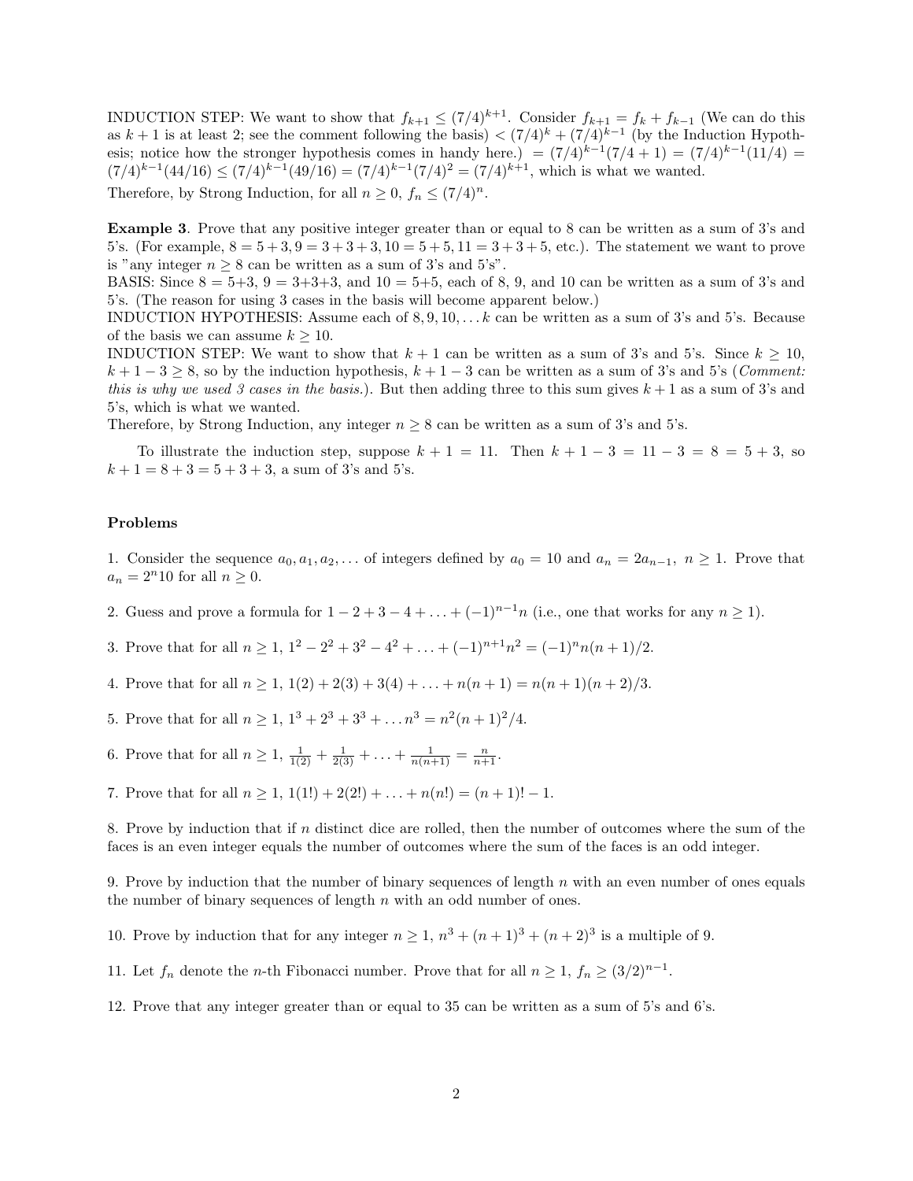INDUCTION STEP: We want to show that $f_{k+1} \le (7/4)^{k+1}$. Consider $f_{k+1} = f_k + f_{k-1}$ (We can do this as $k+1$ is at least 2; see the comment following the basis) $< (7/4)^k + (7/4)^{k-1}$ (by the Induction Hypothesis; notice how the stronger hypothesis comes in handy here.) $= (7/4)^{k-1}(7/4+1) = (7/4)^{k-1}(11/4) = (7/4)^{k-1}(44/16) \le (7/4)^{k-1}(49/16) = (7/4)^{k-1}(7/4)^2 = (7/4)^{k+1}$, which is what we wanted.

Therefore, by Strong Induction, for all $n \ge 0$, $f_n \le (7/4)^n$.

**Example 3**. Prove that any positive integer greater than or equal to 8 can be written as a sum of 3's and 5's. (For example, $8 = 5+3, 9 = 3+3+3, 10 = 5+5, 11 = 3+3+5$, etc.). The statement we want to prove is "any integer $n \ge 8$ can be written as a sum of 3's and 5's".

BASIS: Since 8 = 5+3, 9 = 3+3+3, and 10 = 5+5, each of 8, 9, and 10 can be written as a sum of 3's and 5's. (The reason for using 3 cases in the basis will become apparent below.)

INDUCTION HYPOTHESIS: Assume each of $8, 9, 10, \ldots k$ can be written as a sum of 3's and 5's. Because of the basis we can assume $k \ge 10$.

INDUCTION STEP: We want to show that $k+1$ can be written as a sum of 3's and 5's. Since $k \ge 10$, $k+1-3 \ge 8$, so by the induction hypothesis, $k+1-3$ can be written as a sum of 3's and 5's (*Comment: this is why we used 3 cases in the basis.*). But then adding three to this sum gives $k+1$ as a sum of 3's and 5's, which is what we wanted.

Therefore, by Strong Induction, any integer $n \ge 8$ can be written as a sum of 3's and 5's.

To illustrate the induction step, suppose $k+1 = 11$. Then $k+1-3 = 11-3 = 8 = 5+3$, so $k+1 = 8+3 = 5+3+3$, a sum of 3's and 5's.

### Problems

1. Consider the sequence $a_0, a_1, a_2, \ldots$ of integers defined by $a_0 = 10$ and $a_n = 2a_{n-1},\ n \ge 1$. Prove that $a_n = 2^n 10$ for all $n \ge 0$.

2. Guess and prove a formula for $1 - 2 + 3 - 4 + \ldots + (-1)^{n-1}n$ (i.e., one that works for any $n \ge 1$).

3. Prove that for all $n \ge 1$, $1^2 - 2^2 + 3^2 - 4^2 + \ldots + (-1)^{n+1}n^2 = (-1)^n n(n+1)/2$.

4. Prove that for all $n \ge 1$, $1(2) + 2(3) + 3(4) + \ldots + n(n+1) = n(n+1)(n+2)/3$.

5. Prove that for all $n \ge 1$, $1^3 + 2^3 + 3^3 + \ldots n^3 = n^2(n+1)^2/4$.

6. Prove that for all $n \ge 1$, $\frac{1}{1(2)} + \frac{1}{2(3)} + \ldots + \frac{1}{n(n+1)} = \frac{n}{n+1}$.

7. Prove that for all $n \ge 1$, $1(1!) + 2(2!) + \ldots + n(n!) = (n+1)! - 1$.

8. Prove by induction that if $n$ distinct dice are rolled, then the number of outcomes where the sum of the faces is an even integer equals the number of outcomes where the sum of the faces is an odd integer.

9. Prove by induction that the number of binary sequences of length $n$ with an even number of ones equals the number of binary sequences of length $n$ with an odd number of ones.

10. Prove by induction that for any integer $n \ge 1$, $n^3 + (n+1)^3 + (n+2)^3$ is a multiple of 9.

11. Let $f_n$ denote the $n$-th Fibonacci number. Prove that for all $n \ge 1$, $f_n \ge (3/2)^{n-1}$.

12. Prove that any integer greater than or equal to 35 can be written as a sum of 5's and 6's.